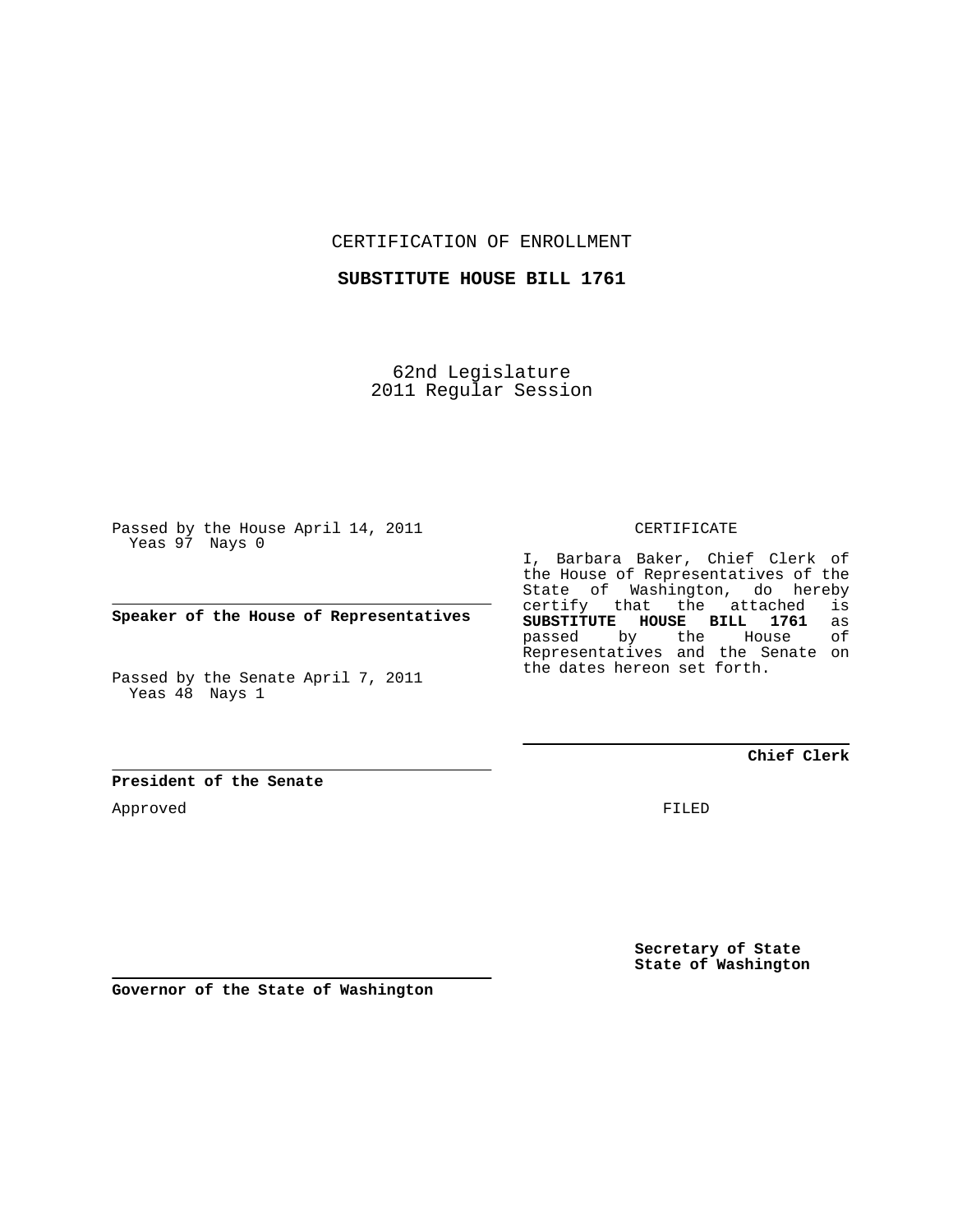CERTIFICATION OF ENROLLMENT

**SUBSTITUTE HOUSE BILL 1761**

62nd Legislature
2011 Regular Session

Passed by the House April 14, 2011
Yeas 97 Nays 0

**Speaker of the House of Representatives**

Passed by the Senate April 7, 2011
Yeas 48 Nays 1

**President of the Senate**

Approved

**Governor of the State of Washington**

CERTIFICATE

I, Barbara Baker, Chief Clerk of the House of Representatives of the State of Washington, do hereby certify that the attached is **SUBSTITUTE HOUSE BILL 1761** as passed by the House of Representatives and the Senate on the dates hereon set forth.

**Chief Clerk**

FILED

**Secretary of State**
**State of Washington**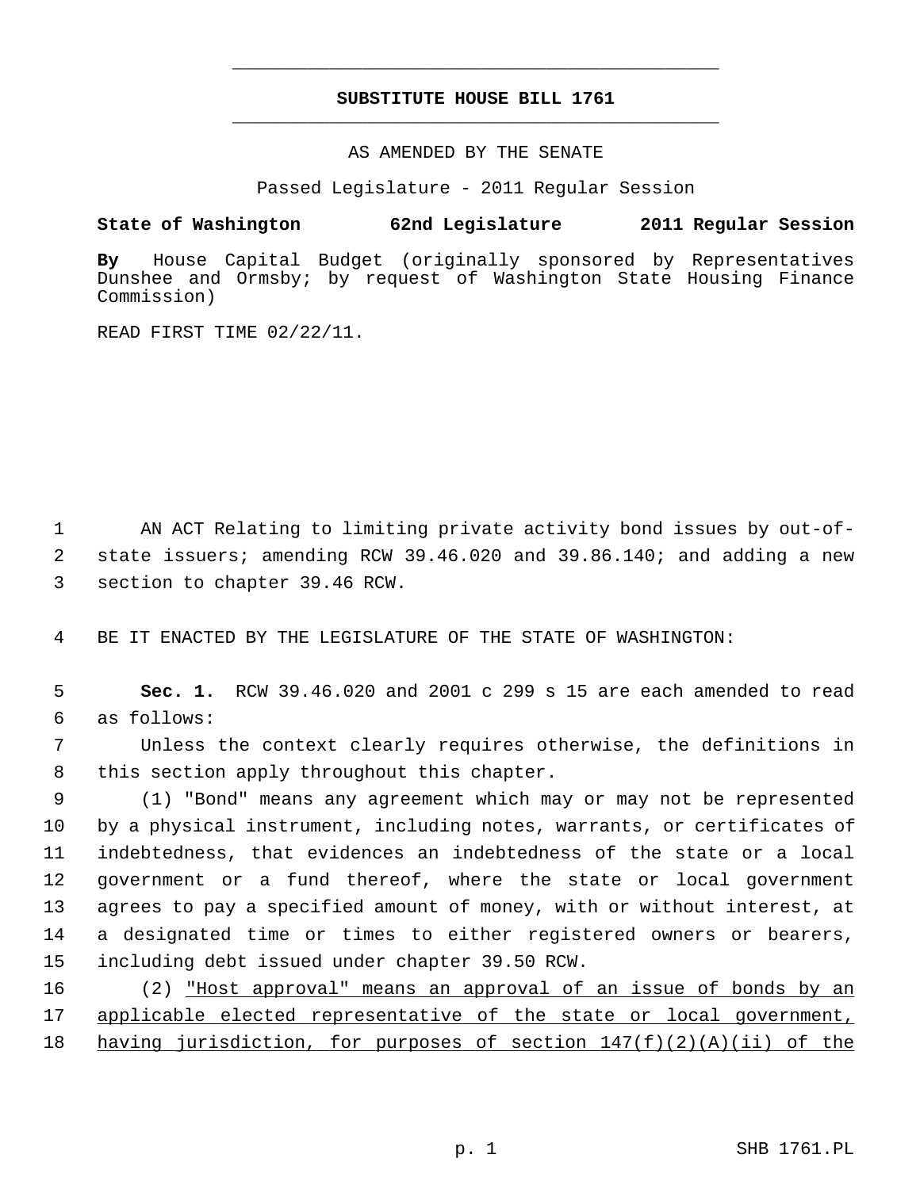# SUBSTITUTE HOUSE BILL 1761

AS AMENDED BY THE SENATE

Passed Legislature - 2011 Regular Session

**State of Washington 62nd Legislature 2011 Regular Session**

**By** House Capital Budget (originally sponsored by Representatives Dunshee and Ormsby; by request of Washington State Housing Finance Commission)

READ FIRST TIME 02/22/11.

AN ACT Relating to limiting private activity bond issues by out-of-state issuers; amending RCW 39.46.020 and 39.86.140; and adding a new section to chapter 39.46 RCW.

BE IT ENACTED BY THE LEGISLATURE OF THE STATE OF WASHINGTON:

**Sec. 1.** RCW 39.46.020 and 2001 c 299 s 15 are each amended to read as follows:

Unless the context clearly requires otherwise, the definitions in this section apply throughout this chapter.

(1) "Bond" means any agreement which may or may not be represented by a physical instrument, including notes, warrants, or certificates of indebtedness, that evidences an indebtedness of the state or a local government or a fund thereof, where the state or local government agrees to pay a specified amount of money, with or without interest, at a designated time or times to either registered owners or bearers, including debt issued under chapter 39.50 RCW.

(2) <u>"Host approval" means an approval of an issue of bonds by an applicable elected representative of the state or local government, having jurisdiction, for purposes of section 147(f)(2)(A)(ii) of the</u>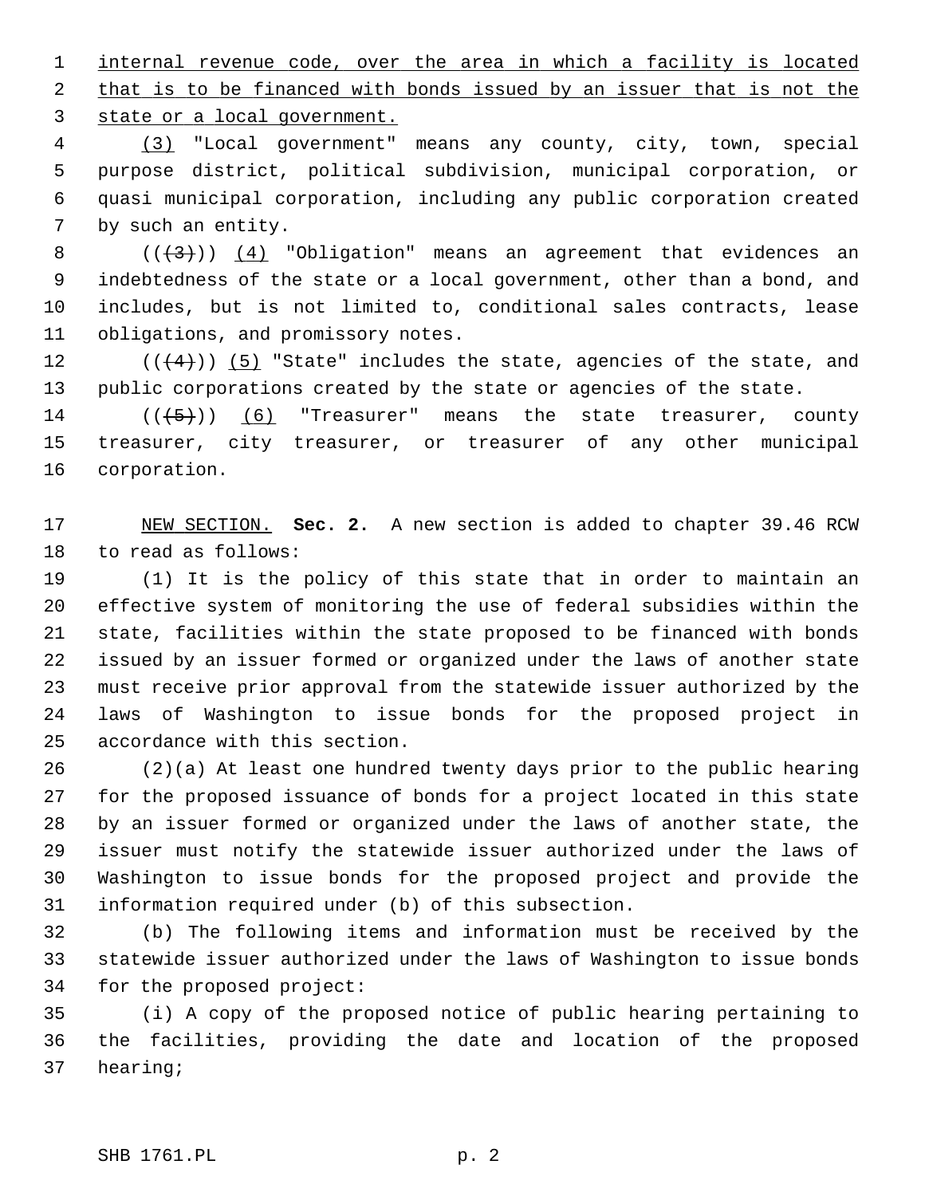internal revenue code, over the area in which a facility is located that is to be financed with bonds issued by an issuer that is not the state or a local government.

(3) "Local government" means any county, city, town, special purpose district, political subdivision, municipal corporation, or quasi municipal corporation, including any public corporation created by such an entity.

(((3))) (4) "Obligation" means an agreement that evidences an indebtedness of the state or a local government, other than a bond, and includes, but is not limited to, conditional sales contracts, lease obligations, and promissory notes.

(((4))) (5) "State" includes the state, agencies of the state, and public corporations created by the state or agencies of the state.

(((5))) (6) "Treasurer" means the state treasurer, county treasurer, city treasurer, or treasurer of any other municipal corporation.

NEW SECTION. **Sec. 2.** A new section is added to chapter 39.46 RCW to read as follows:

(1) It is the policy of this state that in order to maintain an effective system of monitoring the use of federal subsidies within the state, facilities within the state proposed to be financed with bonds issued by an issuer formed or organized under the laws of another state must receive prior approval from the statewide issuer authorized by the laws of Washington to issue bonds for the proposed project in accordance with this section.

(2)(a) At least one hundred twenty days prior to the public hearing for the proposed issuance of bonds for a project located in this state by an issuer formed or organized under the laws of another state, the issuer must notify the statewide issuer authorized under the laws of Washington to issue bonds for the proposed project and provide the information required under (b) of this subsection.

(b) The following items and information must be received by the statewide issuer authorized under the laws of Washington to issue bonds for the proposed project:

(i) A copy of the proposed notice of public hearing pertaining to the facilities, providing the date and location of the proposed hearing;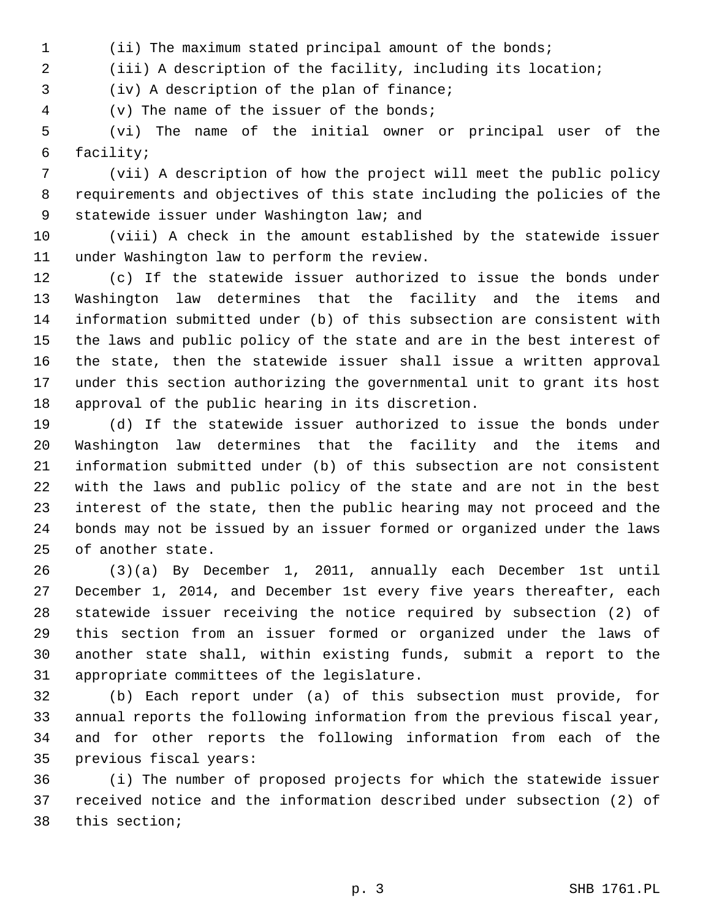(ii) The maximum stated principal amount of the bonds;

(iii) A description of the facility, including its location;

(iv) A description of the plan of finance;

(v) The name of the issuer of the bonds;

(vi) The name of the initial owner or principal user of the facility;

(vii) A description of how the project will meet the public policy requirements and objectives of this state including the policies of the statewide issuer under Washington law; and

(viii) A check in the amount established by the statewide issuer under Washington law to perform the review.

(c) If the statewide issuer authorized to issue the bonds under Washington law determines that the facility and the items and information submitted under (b) of this subsection are consistent with the laws and public policy of the state and are in the best interest of the state, then the statewide issuer shall issue a written approval under this section authorizing the governmental unit to grant its host approval of the public hearing in its discretion.

(d) If the statewide issuer authorized to issue the bonds under Washington law determines that the facility and the items and information submitted under (b) of this subsection are not consistent with the laws and public policy of the state and are not in the best interest of the state, then the public hearing may not proceed and the bonds may not be issued by an issuer formed or organized under the laws of another state.

(3)(a) By December 1, 2011, annually each December 1st until December 1, 2014, and December 1st every five years thereafter, each statewide issuer receiving the notice required by subsection (2) of this section from an issuer formed or organized under the laws of another state shall, within existing funds, submit a report to the appropriate committees of the legislature.

(b) Each report under (a) of this subsection must provide, for annual reports the following information from the previous fiscal year, and for other reports the following information from each of the previous fiscal years:

(i) The number of proposed projects for which the statewide issuer received notice and the information described under subsection (2) of this section;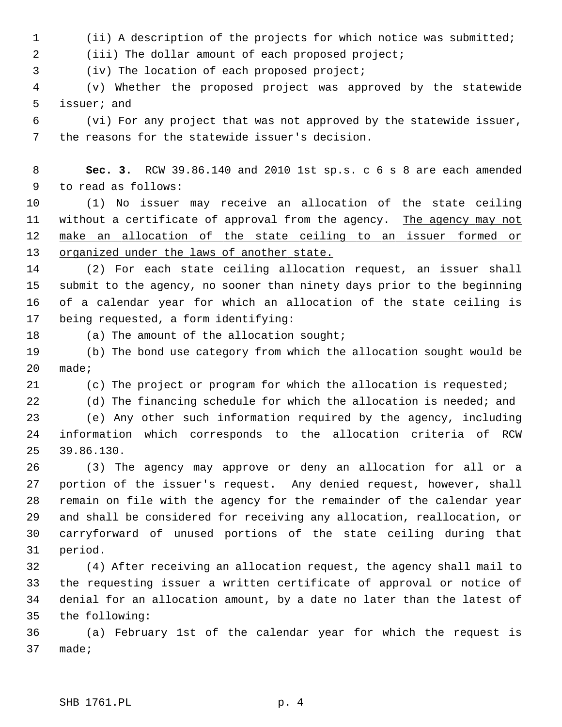(ii) A description of the projects for which notice was submitted;

(iii) The dollar amount of each proposed project;

(iv) The location of each proposed project;

(v) Whether the proposed project was approved by the statewide issuer; and

(vi) For any project that was not approved by the statewide issuer, the reasons for the statewide issuer's decision.

**Sec. 3.** RCW 39.86.140 and 2010 1st sp.s. c 6 s 8 are each amended to read as follows:

(1) No issuer may receive an allocation of the state ceiling without a certificate of approval from the agency. <u>The agency may not make an allocation of the state ceiling to an issuer formed or organized under the laws of another state.</u>

(2) For each state ceiling allocation request, an issuer shall submit to the agency, no sooner than ninety days prior to the beginning of a calendar year for which an allocation of the state ceiling is being requested, a form identifying:

(a) The amount of the allocation sought;

(b) The bond use category from which the allocation sought would be made;

(c) The project or program for which the allocation is requested;

(d) The financing schedule for which the allocation is needed; and

(e) Any other such information required by the agency, including information which corresponds to the allocation criteria of RCW 39.86.130.

(3) The agency may approve or deny an allocation for all or a portion of the issuer's request. Any denied request, however, shall remain on file with the agency for the remainder of the calendar year and shall be considered for receiving any allocation, reallocation, or carryforward of unused portions of the state ceiling during that period.

(4) After receiving an allocation request, the agency shall mail to the requesting issuer a written certificate of approval or notice of denial for an allocation amount, by a date no later than the latest of the following:

(a) February 1st of the calendar year for which the request is made;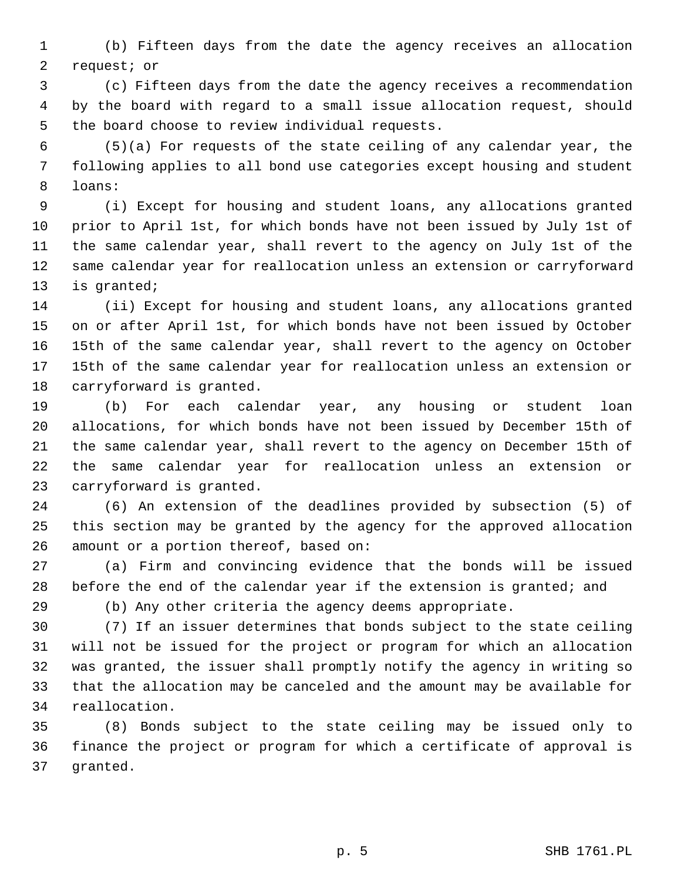(b) Fifteen days from the date the agency receives an allocation request; or

(c) Fifteen days from the date the agency receives a recommendation by the board with regard to a small issue allocation request, should the board choose to review individual requests.

(5)(a) For requests of the state ceiling of any calendar year, the following applies to all bond use categories except housing and student loans:

(i) Except for housing and student loans, any allocations granted prior to April 1st, for which bonds have not been issued by July 1st of the same calendar year, shall revert to the agency on July 1st of the same calendar year for reallocation unless an extension or carryforward is granted;

(ii) Except for housing and student loans, any allocations granted on or after April 1st, for which bonds have not been issued by October 15th of the same calendar year, shall revert to the agency on October 15th of the same calendar year for reallocation unless an extension or carryforward is granted.

(b) For each calendar year, any housing or student loan allocations, for which bonds have not been issued by December 15th of the same calendar year, shall revert to the agency on December 15th of the same calendar year for reallocation unless an extension or carryforward is granted.

(6) An extension of the deadlines provided by subsection (5) of this section may be granted by the agency for the approved allocation amount or a portion thereof, based on:

(a) Firm and convincing evidence that the bonds will be issued before the end of the calendar year if the extension is granted; and

(b) Any other criteria the agency deems appropriate.

(7) If an issuer determines that bonds subject to the state ceiling will not be issued for the project or program for which an allocation was granted, the issuer shall promptly notify the agency in writing so that the allocation may be canceled and the amount may be available for reallocation.

(8) Bonds subject to the state ceiling may be issued only to finance the project or program for which a certificate of approval is granted.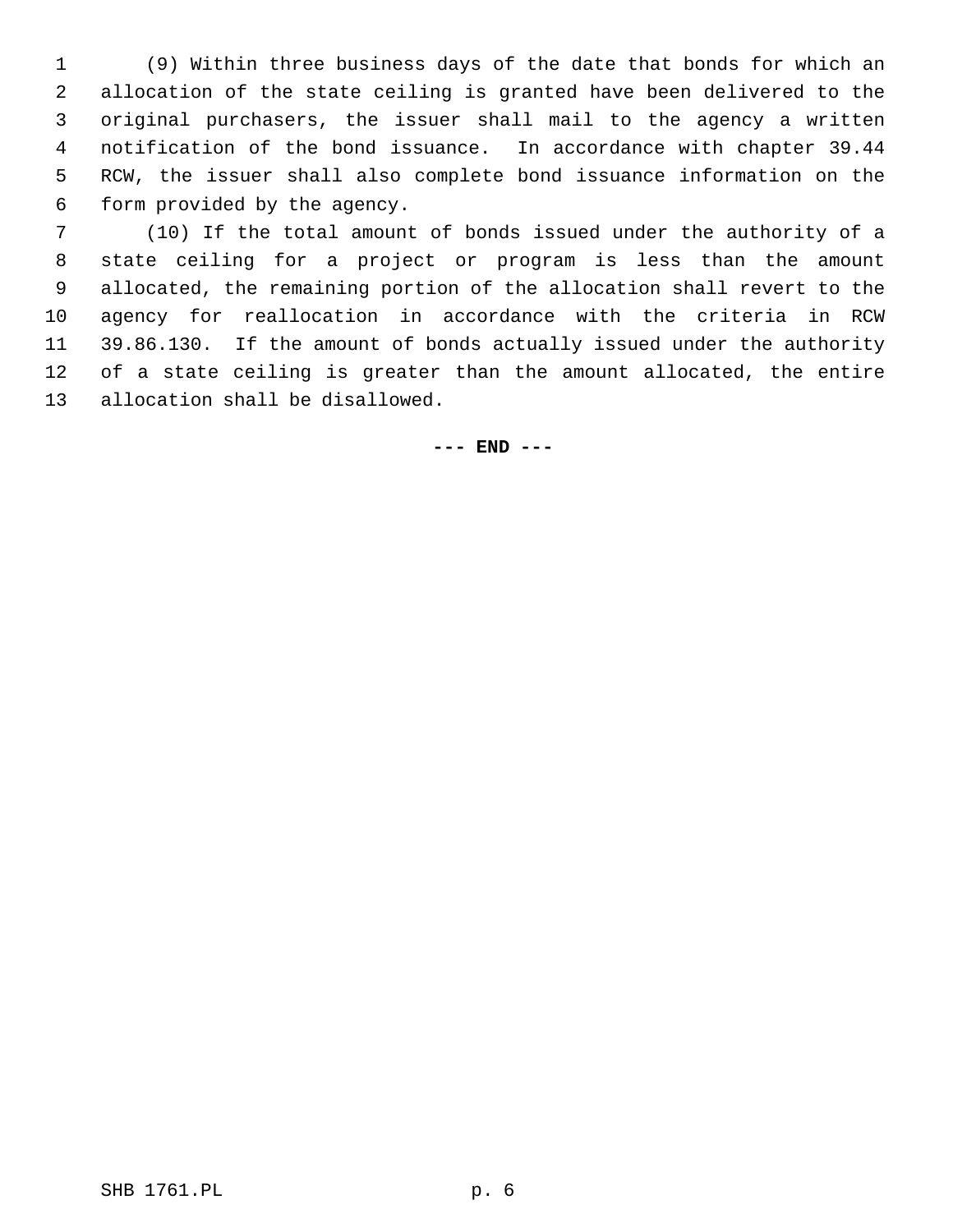(9) Within three business days of the date that bonds for which an allocation of the state ceiling is granted have been delivered to the original purchasers, the issuer shall mail to the agency a written notification of the bond issuance. In accordance with chapter 39.44 RCW, the issuer shall also complete bond issuance information on the form provided by the agency.

(10) If the total amount of bonds issued under the authority of a state ceiling for a project or program is less than the amount allocated, the remaining portion of the allocation shall revert to the agency for reallocation in accordance with the criteria in RCW 39.86.130. If the amount of bonds actually issued under the authority of a state ceiling is greater than the amount allocated, the entire allocation shall be disallowed.

**--- END ---**